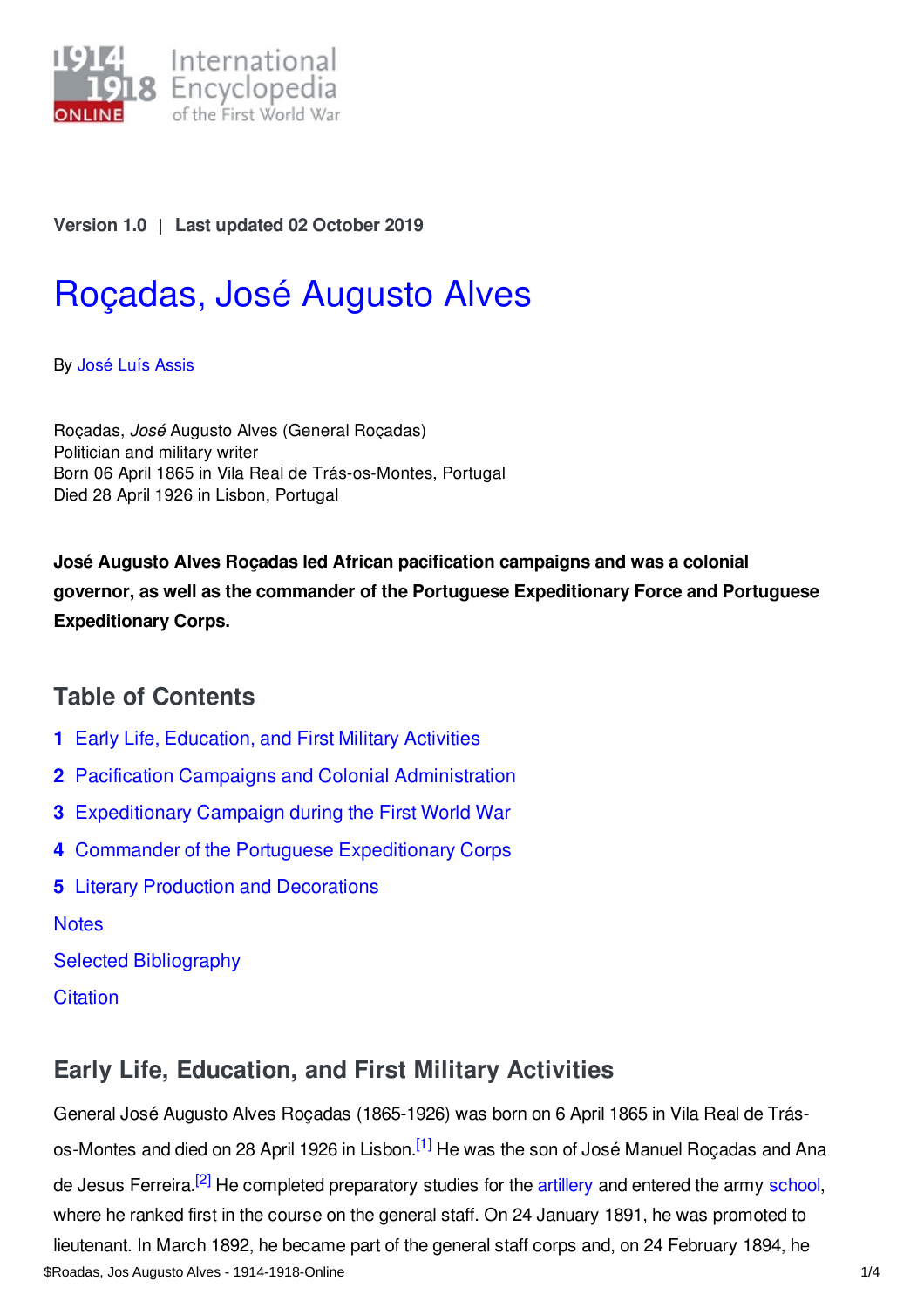Version 1.0 | Last updated 02 October 2019

# Roçadas, José Augusto Alves

By José Luís Assis

Roçadas, *José* Augusto Alves (General Roçadas)
Politician and military writer
Born 06 April 1865 in Vila Real de Trás-os-Montes, Portugal
Died 28 April 1926 in Lisbon, Portugal

**José Augusto Alves Roçadas led African pacification campaigns and was a colonial governor, as well as the commander of the Portuguese Expeditionary Force and Portuguese Expeditionary Corps.**

## Table of Contents

1. Early Life, Education, and First Military Activities
2. Pacification Campaigns and Colonial Administration
3. Expeditionary Campaign during the First World War
4. Commander of the Portuguese Expeditionary Corps
5. Literary Production and Decorations

Notes

Selected Bibliography

Citation

## Early Life, Education, and First Military Activities

General José Augusto Alves Roçadas (1865-1926) was born on 6 April 1865 in Vila Real de Trás-os-Montes and died on 28 April 1926 in Lisbon.[1] He was the son of José Manuel Roçadas and Ana de Jesus Ferreira.[2] He completed preparatory studies for the artillery and entered the army school, where he ranked first in the course on the general staff. On 24 January 1891, he was promoted to lieutenant. In March 1892, he became part of the general staff corps and, on 24 February 1894, he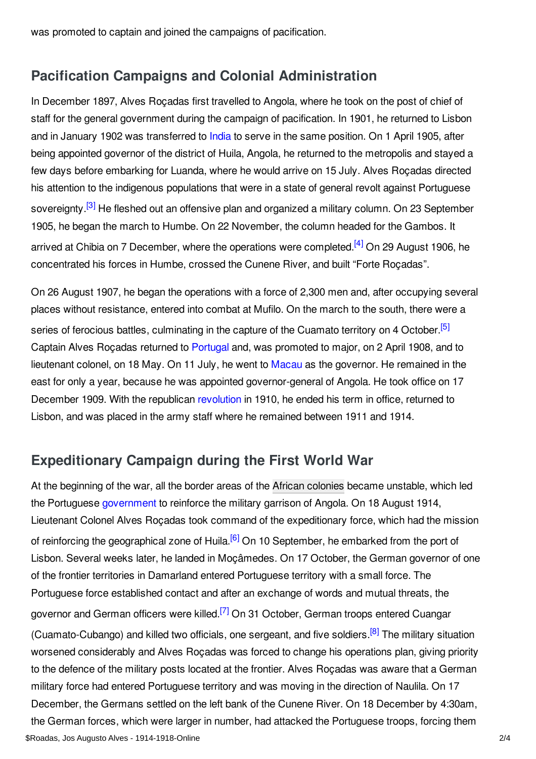was promoted to captain and joined the campaigns of pacification.

## Pacification Campaigns and Colonial Administration

In December 1897, Alves Roçadas first travelled to Angola, where he took on the post of chief of staff for the general government during the campaign of pacification. In 1901, he returned to Lisbon and in January 1902 was transferred to India to serve in the same position. On 1 April 1905, after being appointed governor of the district of Huila, Angola, he returned to the metropolis and stayed a few days before embarking for Luanda, where he would arrive on 15 July. Alves Roçadas directed his attention to the indigenous populations that were in a state of general revolt against Portuguese sovereignty.[3] He fleshed out an offensive plan and organized a military column. On 23 September 1905, he began the march to Humbe. On 22 November, the column headed for the Gambos. It arrived at Chibia on 7 December, where the operations were completed.[4] On 29 August 1906, he concentrated his forces in Humbe, crossed the Cunene River, and built "Forte Roçadas".

On 26 August 1907, he began the operations with a force of 2,300 men and, after occupying several places without resistance, entered into combat at Mufilo. On the march to the south, there were a series of ferocious battles, culminating in the capture of the Cuamato territory on 4 October.[5] Captain Alves Roçadas returned to Portugal and, was promoted to major, on 2 April 1908, and to lieutenant colonel, on 18 May. On 11 July, he went to Macau as the governor. He remained in the east for only a year, because he was appointed governor-general of Angola. He took office on 17 December 1909. With the republican revolution in 1910, he ended his term in office, returned to Lisbon, and was placed in the army staff where he remained between 1911 and 1914.

## Expeditionary Campaign during the First World War

At the beginning of the war, all the border areas of the African colonies became unstable, which led the Portuguese government to reinforce the military garrison of Angola. On 18 August 1914, Lieutenant Colonel Alves Roçadas took command of the expeditionary force, which had the mission of reinforcing the geographical zone of Huila.[6] On 10 September, he embarked from the port of Lisbon. Several weeks later, he landed in Moçâmedes. On 17 October, the German governor of one of the frontier territories in Damarland entered Portuguese territory with a small force. The Portuguese force established contact and after an exchange of words and mutual threats, the governor and German officers were killed.[7] On 31 October, German troops entered Cuangar (Cuamato-Cubango) and killed two officials, one sergeant, and five soldiers.[8] The military situation worsened considerably and Alves Roçadas was forced to change his operations plan, giving priority to the defence of the military posts located at the frontier. Alves Roçadas was aware that a German military force had entered Portuguese territory and was moving in the direction of Naulila. On 17 December, the Germans settled on the left bank of the Cunene River. On 18 December by 4:30am, the German forces, which were larger in number, had attacked the Portuguese troops, forcing them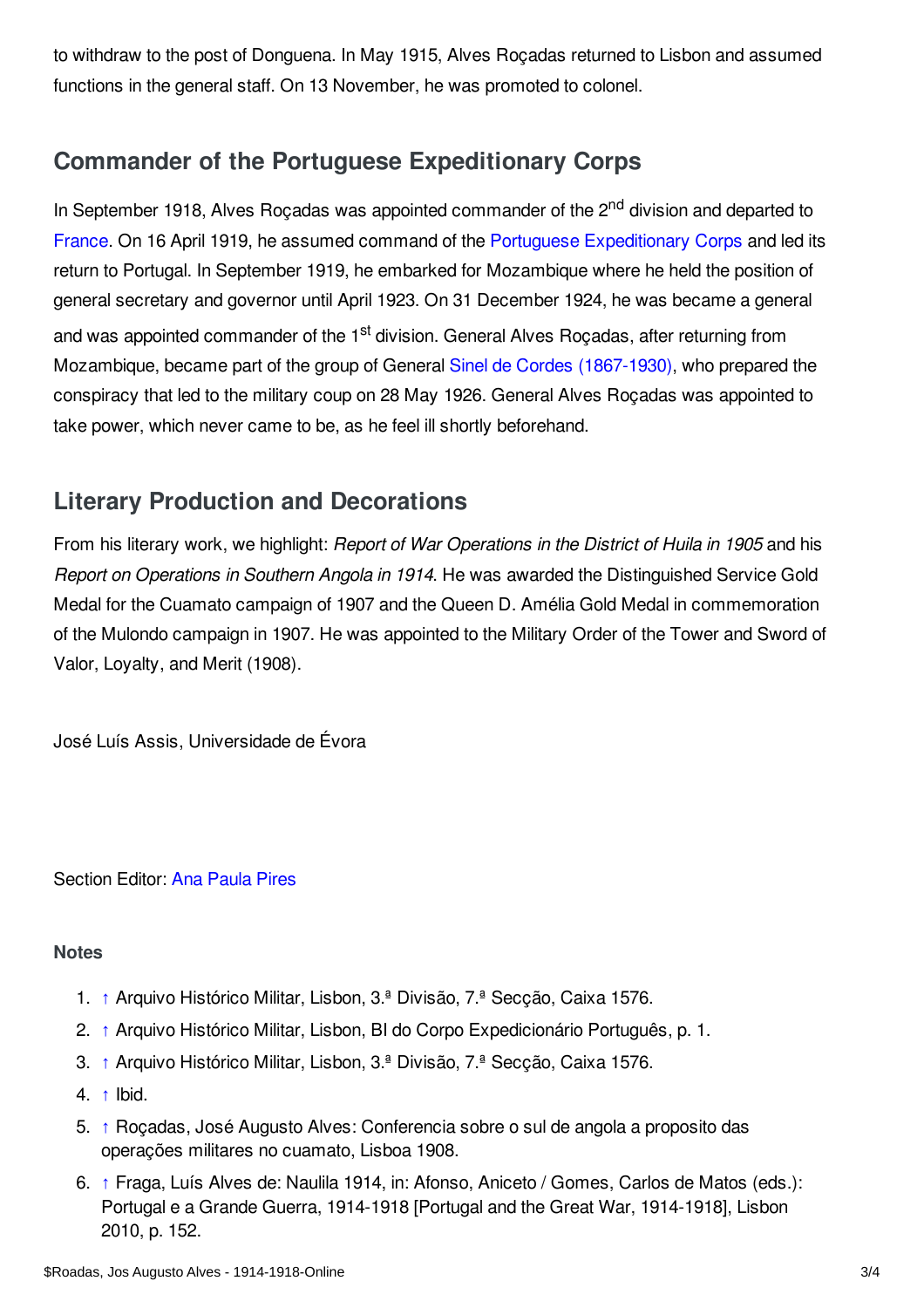to withdraw to the post of Donguena. In May 1915, Alves Roçadas returned to Lisbon and assumed functions in the general staff. On 13 November, he was promoted to colonel.

## Commander of the Portuguese Expeditionary Corps

In September 1918, Alves Roçadas was appointed commander of the 2nd division and departed to France. On 16 April 1919, he assumed command of the Portuguese Expeditionary Corps and led its return to Portugal. In September 1919, he embarked for Mozambique where he held the position of general secretary and governor until April 1923. On 31 December 1924, he was became a general and was appointed commander of the 1st division. General Alves Roçadas, after returning from Mozambique, became part of the group of General Sinel de Cordes (1867-1930), who prepared the conspiracy that led to the military coup on 28 May 1926. General Alves Roçadas was appointed to take power, which never came to be, as he feel ill shortly beforehand.

## Literary Production and Decorations

From his literary work, we highlight: *Report of War Operations in the District of Huila in 1905* and his *Report on Operations in Southern Angola in 1914*. He was awarded the Distinguished Service Gold Medal for the Cuamato campaign of 1907 and the Queen D. Amélia Gold Medal in commemoration of the Mulondo campaign in 1907. He was appointed to the Military Order of the Tower and Sword of Valor, Loyalty, and Merit (1908).

José Luís Assis, Universidade de Évora

Section Editor: Ana Paula Pires

**Notes**

1. ↑ Arquivo Histórico Militar, Lisbon, 3.ª Divisão, 7.ª Secção, Caixa 1576.
2. ↑ Arquivo Histórico Militar, Lisbon, BI do Corpo Expedicionário Português, p. 1.
3. ↑ Arquivo Histórico Militar, Lisbon, 3.ª Divisão, 7.ª Secção, Caixa 1576.
4. ↑ Ibid.
5. ↑ Roçadas, José Augusto Alves: Conferencia sobre o sul de angola a proposito das operações militares no cuamato, Lisboa 1908.
6. ↑ Fraga, Luís Alves de: Naulila 1914, in: Afonso, Aniceto / Gomes, Carlos de Matos (eds.): Portugal e a Grande Guerra, 1914-1918 [Portugal and the Great War, 1914-1918], Lisbon 2010, p. 152.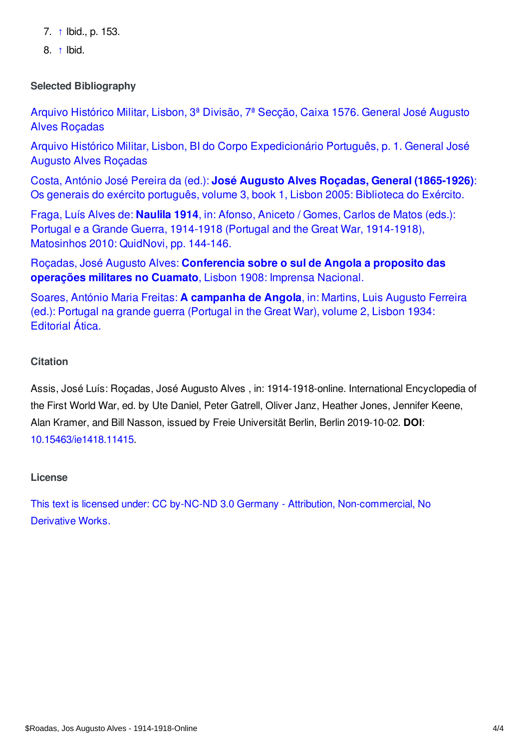7. ↑ Ibid., p. 153.
8. ↑ Ibid.

### Selected Bibliography

Arquivo Histórico Militar, Lisbon, 3ª Divisão, 7ª Secção, Caixa 1576. General José Augusto Alves Roçadas

Arquivo Histórico Militar, Lisbon, BI do Corpo Expedicionário Português, p. 1. General José Augusto Alves Roçadas

Costa, António José Pereira da (ed.): **José Augusto Alves Roçadas, General (1865-1926)**: Os generais do exército português, volume 3, book 1, Lisbon 2005: Biblioteca do Exército.

Fraga, Luís Alves de: **Naulila 1914**, in: Afonso, Aniceto / Gomes, Carlos de Matos (eds.): Portugal e a Grande Guerra, 1914-1918 (Portugal and the Great War, 1914-1918), Matosinhos 2010: QuidNovi, pp. 144-146.

Roçadas, José Augusto Alves: **Conferencia sobre o sul de Angola a proposito das operações militares no Cuamato**, Lisbon 1908: Imprensa Nacional.

Soares, António Maria Freitas: **A campanha de Angola**, in: Martins, Luis Augusto Ferreira (ed.): Portugal na grande guerra (Portugal in the Great War), volume 2, Lisbon 1934: Editorial Ática.

### Citation

Assis, José Luís: Roçadas, José Augusto Alves , in: 1914-1918-online. International Encyclopedia of the First World War, ed. by Ute Daniel, Peter Gatrell, Oliver Janz, Heather Jones, Jennifer Keene, Alan Kramer, and Bill Nasson, issued by Freie Universität Berlin, Berlin 2019-10-02. **DOI**: 10.15463/ie1418.11415.

### License

This text is licensed under: CC by-NC-ND 3.0 Germany - Attribution, Non-commercial, No Derivative Works.